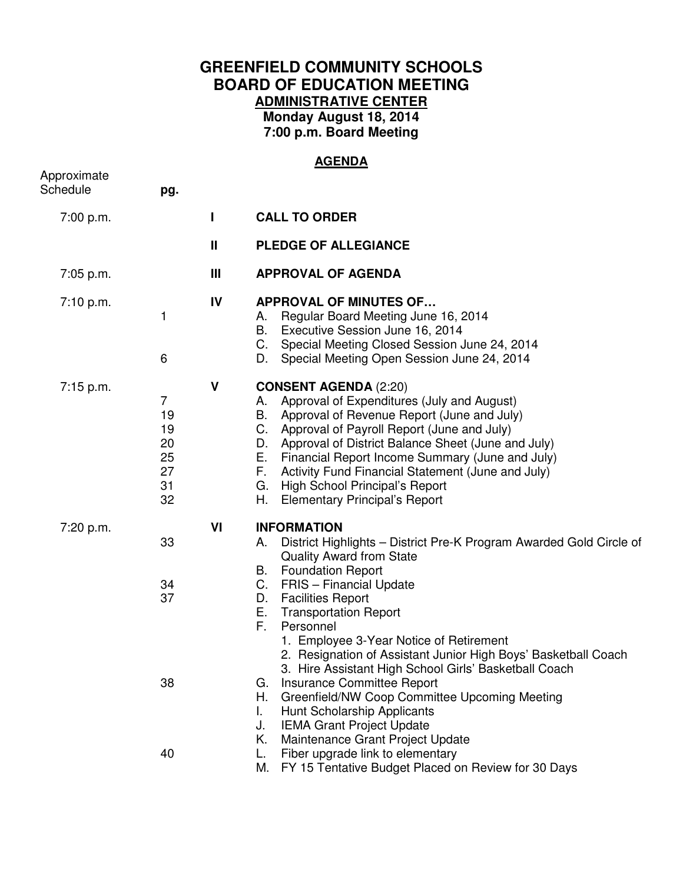# GREENFIELD COMMUNITY SCHOOLS
# BOARD OF EDUCATION MEETING

**ADMINISTRATIVE CENTER**

**Monday August 18, 2014**

**7:00 p.m. Board Meeting**

## AGENDA

| Approximate Schedule | pg. | | |
|---|---|---|---|
| 7:00 p.m. | | **I** | **CALL TO ORDER** |
| | | **II** | **PLEDGE OF ALLEGIANCE** |
| 7:05 p.m. | | **III** | **APPROVAL OF AGENDA** |
| 7:10 p.m. | | **IV** | **APPROVAL OF MINUTES OF…** |
| | 1 | | A. Regular Board Meeting June 16, 2014 |
| | | | B. Executive Session June 16, 2014 |
| | | | C. Special Meeting Closed Session June 24, 2014 |
| | 6 | | D. Special Meeting Open Session June 24, 2014 |
| 7:15 p.m. | | **V** | **CONSENT AGENDA** (2:20) |
| | 7 | | A. Approval of Expenditures (July and August) |
| | 19 | | B. Approval of Revenue Report (June and July) |
| | 19 | | C. Approval of Payroll Report (June and July) |
| | 20 | | D. Approval of District Balance Sheet (June and July) |
| | 25 | | E. Financial Report Income Summary (June and July) |
| | 27 | | F. Activity Fund Financial Statement (June and July) |
| | 31 | | G. High School Principal's Report |
| | 32 | | H. Elementary Principal's Report |
| 7:20 p.m. | | **VI** | **INFORMATION** |
| | 33 | | A. District Highlights – District Pre-K Program Awarded Gold Circle of Quality Award from State |
| | | | B. Foundation Report |
| | 34 | | C. FRIS – Financial Update |
| | 37 | | D. Facilities Report |
| | | | E. Transportation Report |
| | | | F. Personnel<br>1. Employee 3-Year Notice of Retirement<br>2. Resignation of Assistant Junior High Boys' Basketball Coach<br>3. Hire Assistant High School Girls' Basketball Coach |
| | 38 | | G. Insurance Committee Report |
| | | | H. Greenfield/NW Coop Committee Upcoming Meeting |
| | | | I. Hunt Scholarship Applicants |
| | | | J. IEMA Grant Project Update |
| | | | K. Maintenance Grant Project Update |
| | 40 | | L. Fiber upgrade link to elementary |
| | | | M. FY 15 Tentative Budget Placed on Review for 30 Days |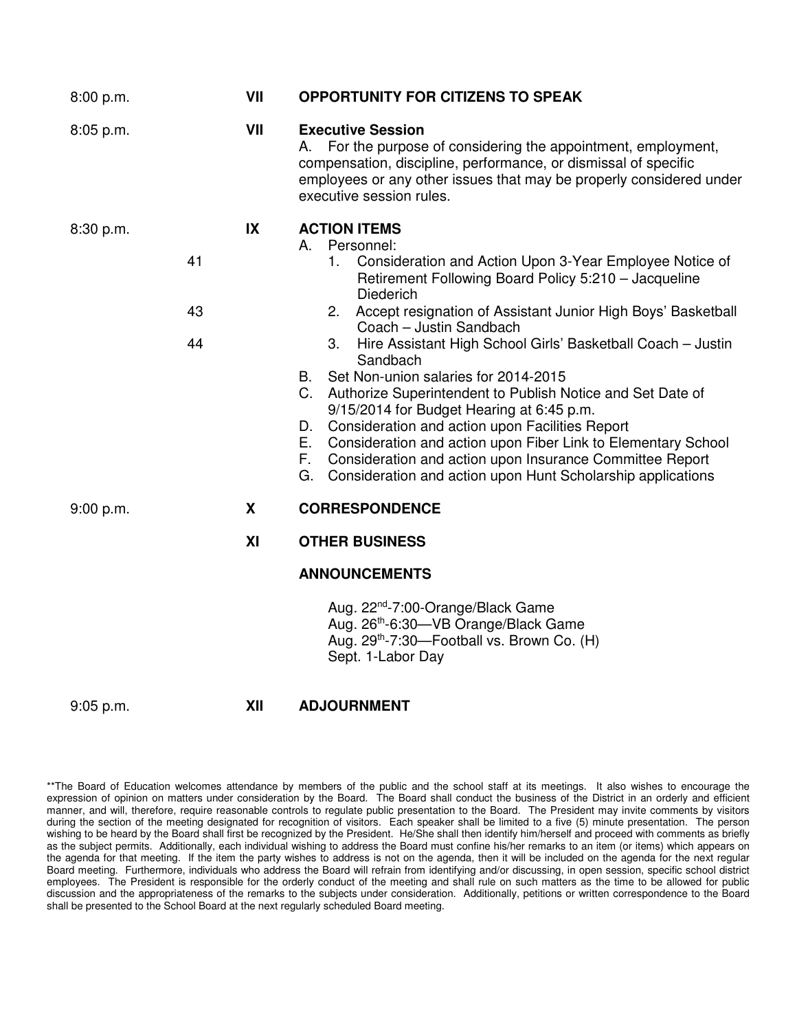8:00 p.m. **VII** **OPPORTUNITY FOR CITIZENS TO SPEAK**

8:05 p.m. **VII** **Executive Session**

A. For the purpose of considering the appointment, employment, compensation, discipline, performance, or dismissal of specific employees or any other issues that may be properly considered under executive session rules.

8:30 p.m. **IX** **ACTION ITEMS**

A. Personnel:

41 — 1. Consideration and Action Upon 3-Year Employee Notice of Retirement Following Board Policy 5:210 – Jacqueline Diederich

43 — 2. Accept resignation of Assistant Junior High Boys' Basketball Coach – Justin Sandbach

44 — 3. Hire Assistant High School Girls' Basketball Coach – Justin Sandbach

B. Set Non-union salaries for 2014-2015

C. Authorize Superintendent to Publish Notice and Set Date of 9/15/2014 for Budget Hearing at 6:45 p.m.

D. Consideration and action upon Facilities Report

E. Consideration and action upon Fiber Link to Elementary School

F. Consideration and action upon Insurance Committee Report

G. Consideration and action upon Hunt Scholarship applications

9:00 p.m. **X** **CORRESPONDENCE**

**XI** **OTHER BUSINESS**

**ANNOUNCEMENTS**

Aug. 22nd-7:00-Orange/Black Game
Aug. 26th-6:30—VB Orange/Black Game
Aug. 29th-7:30—Football vs. Brown Co. (H)
Sept. 1-Labor Day

9:05 p.m. **XII** **ADJOURNMENT**

**The Board of Education welcomes attendance by members of the public and the school staff at its meetings. It also wishes to encourage the expression of opinion on matters under consideration by the Board. The Board shall conduct the business of the District in an orderly and efficient manner, and will, therefore, require reasonable controls to regulate public presentation to the Board. The President may invite comments by visitors during the section of the meeting designated for recognition of visitors. Each speaker shall be limited to a five (5) minute presentation. The person wishing to be heard by the Board shall first be recognized by the President. He/She shall then identify him/herself and proceed with comments as briefly as the subject permits. Additionally, each individual wishing to address the Board must confine his/her remarks to an item (or items) which appears on the agenda for that meeting. If the item the party wishes to address is not on the agenda, then it will be included on the agenda for the next regular Board meeting. Furthermore, individuals who address the Board will refrain from identifying and/or discussing, in open session, specific school district employees. The President is responsible for the orderly conduct of the meeting and shall rule on such matters as the time to be allowed for public discussion and the appropriateness of the remarks to the subjects under consideration. Additionally, petitions or written correspondence to the Board shall be presented to the School Board at the next regularly scheduled Board meeting.